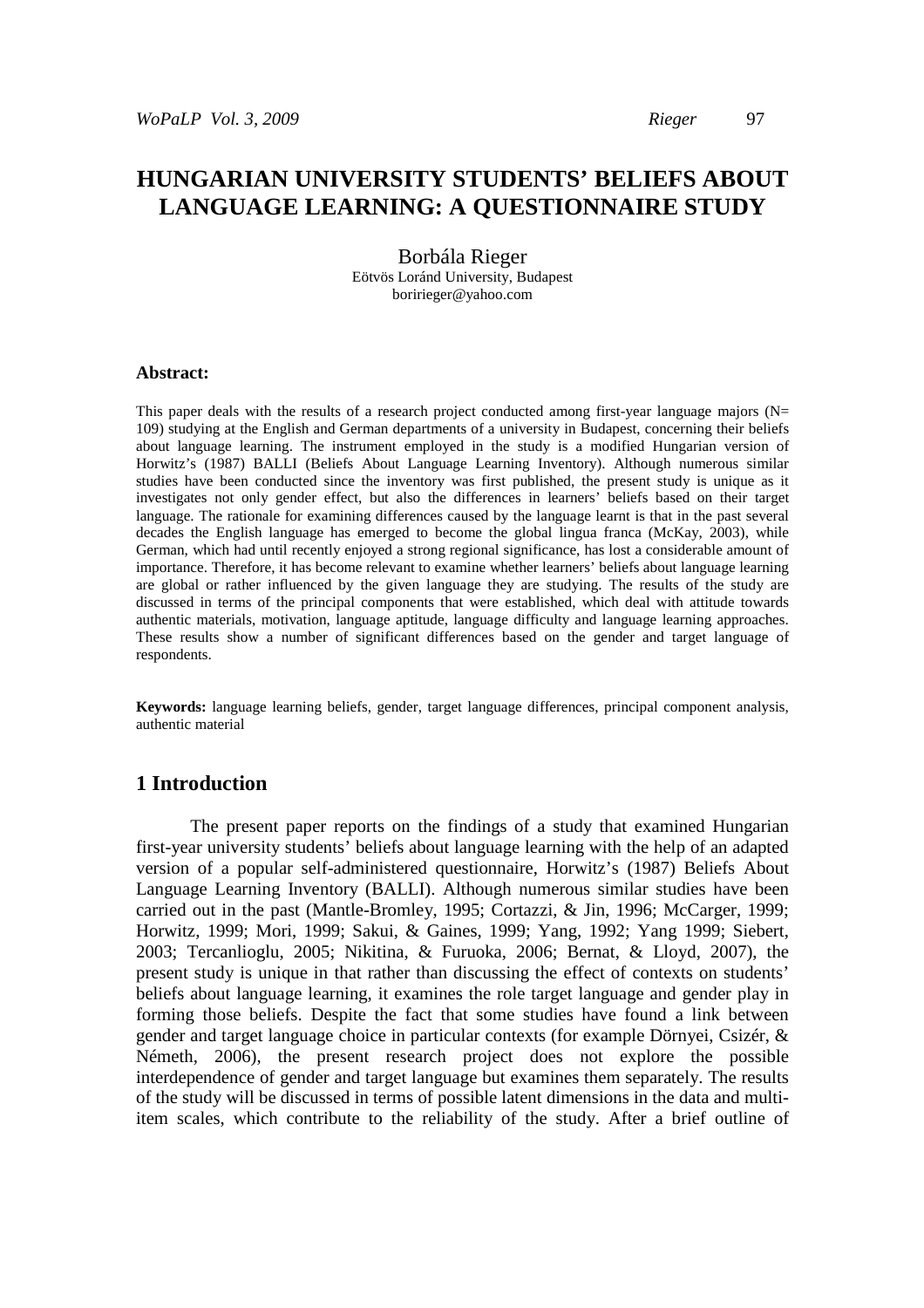# HUNGARIAN UNIVERSITY STUDENTS' BELIEFS ABOUT LANGUAGE LEARNING: A QUESTIONNAIRE STUDY

Borbála Rieger
Eötvös Loránd University, Budapest
boririeger@yahoo.com

**Abstract:**

This paper deals with the results of a research project conducted among first-year language majors (N= 109) studying at the English and German departments of a university in Budapest, concerning their beliefs about language learning. The instrument employed in the study is a modified Hungarian version of Horwitz's (1987) BALLI (Beliefs About Language Learning Inventory). Although numerous similar studies have been conducted since the inventory was first published, the present study is unique as it investigates not only gender effect, but also the differences in learners' beliefs based on their target language. The rationale for examining differences caused by the language learnt is that in the past several decades the English language has emerged to become the global lingua franca (McKay, 2003), while German, which had until recently enjoyed a strong regional significance, has lost a considerable amount of importance. Therefore, it has become relevant to examine whether learners' beliefs about language learning are global or rather influenced by the given language they are studying. The results of the study are discussed in terms of the principal components that were established, which deal with attitude towards authentic materials, motivation, language aptitude, language difficulty and language learning approaches. These results show a number of significant differences based on the gender and target language of respondents.

**Keywords:** language learning beliefs, gender, target language differences, principal component analysis, authentic material

## 1 Introduction

The present paper reports on the findings of a study that examined Hungarian first-year university students' beliefs about language learning with the help of an adapted version of a popular self-administered questionnaire, Horwitz's (1987) Beliefs About Language Learning Inventory (BALLI). Although numerous similar studies have been carried out in the past (Mantle-Bromley, 1995; Cortazzi, & Jin, 1996; McCarger, 1999; Horwitz, 1999; Mori, 1999; Sakui, & Gaines, 1999; Yang, 1992; Yang 1999; Siebert, 2003; Tercanlioglu, 2005; Nikitina, & Furuoka, 2006; Bernat, & Lloyd, 2007), the present study is unique in that rather than discussing the effect of contexts on students' beliefs about language learning, it examines the role target language and gender play in forming those beliefs. Despite the fact that some studies have found a link between gender and target language choice in particular contexts (for example Dörnyei, Csizér, & Németh, 2006), the present research project does not explore the possible interdependence of gender and target language but examines them separately. The results of the study will be discussed in terms of possible latent dimensions in the data and multi-item scales, which contribute to the reliability of the study. After a brief outline of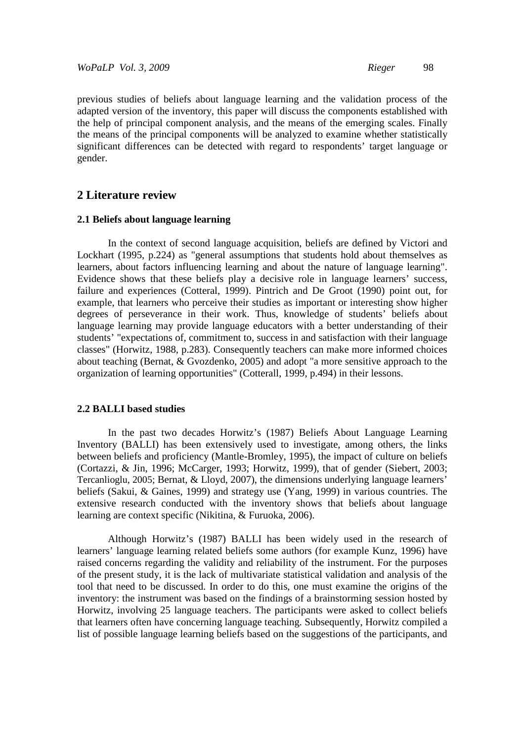previous studies of beliefs about language learning and the validation process of the adapted version of the inventory, this paper will discuss the components established with the help of principal component analysis, and the means of the emerging scales. Finally the means of the principal components will be analyzed to examine whether statistically significant differences can be detected with regard to respondents' target language or gender.

## 2 Literature review

### 2.1 Beliefs about language learning

In the context of second language acquisition, beliefs are defined by Victori and Lockhart (1995, p.224) as "general assumptions that students hold about themselves as learners, about factors influencing learning and about the nature of language learning". Evidence shows that these beliefs play a decisive role in language learners' success, failure and experiences (Cotteral, 1999). Pintrich and De Groot (1990) point out, for example, that learners who perceive their studies as important or interesting show higher degrees of perseverance in their work. Thus, knowledge of students' beliefs about language learning may provide language educators with a better understanding of their students' "expectations of, commitment to, success in and satisfaction with their language classes" (Horwitz, 1988, p.283). Consequently teachers can make more informed choices about teaching (Bernat, & Gvozdenko, 2005) and adopt "a more sensitive approach to the organization of learning opportunities" (Cotterall, 1999, p.494) in their lessons.

### 2.2 BALLI based studies

In the past two decades Horwitz's (1987) Beliefs About Language Learning Inventory (BALLI) has been extensively used to investigate, among others, the links between beliefs and proficiency (Mantle-Bromley, 1995), the impact of culture on beliefs (Cortazzi, & Jin, 1996; McCarger, 1993; Horwitz, 1999), that of gender (Siebert, 2003; Tercanlioglu, 2005; Bernat, & Lloyd, 2007), the dimensions underlying language learners' beliefs (Sakui, & Gaines, 1999) and strategy use (Yang, 1999) in various countries. The extensive research conducted with the inventory shows that beliefs about language learning are context specific (Nikitina, & Furuoka, 2006).

Although Horwitz's (1987) BALLI has been widely used in the research of learners' language learning related beliefs some authors (for example Kunz, 1996) have raised concerns regarding the validity and reliability of the instrument. For the purposes of the present study, it is the lack of multivariate statistical validation and analysis of the tool that need to be discussed. In order to do this, one must examine the origins of the inventory: the instrument was based on the findings of a brainstorming session hosted by Horwitz, involving 25 language teachers. The participants were asked to collect beliefs that learners often have concerning language teaching. Subsequently, Horwitz compiled a list of possible language learning beliefs based on the suggestions of the participants, and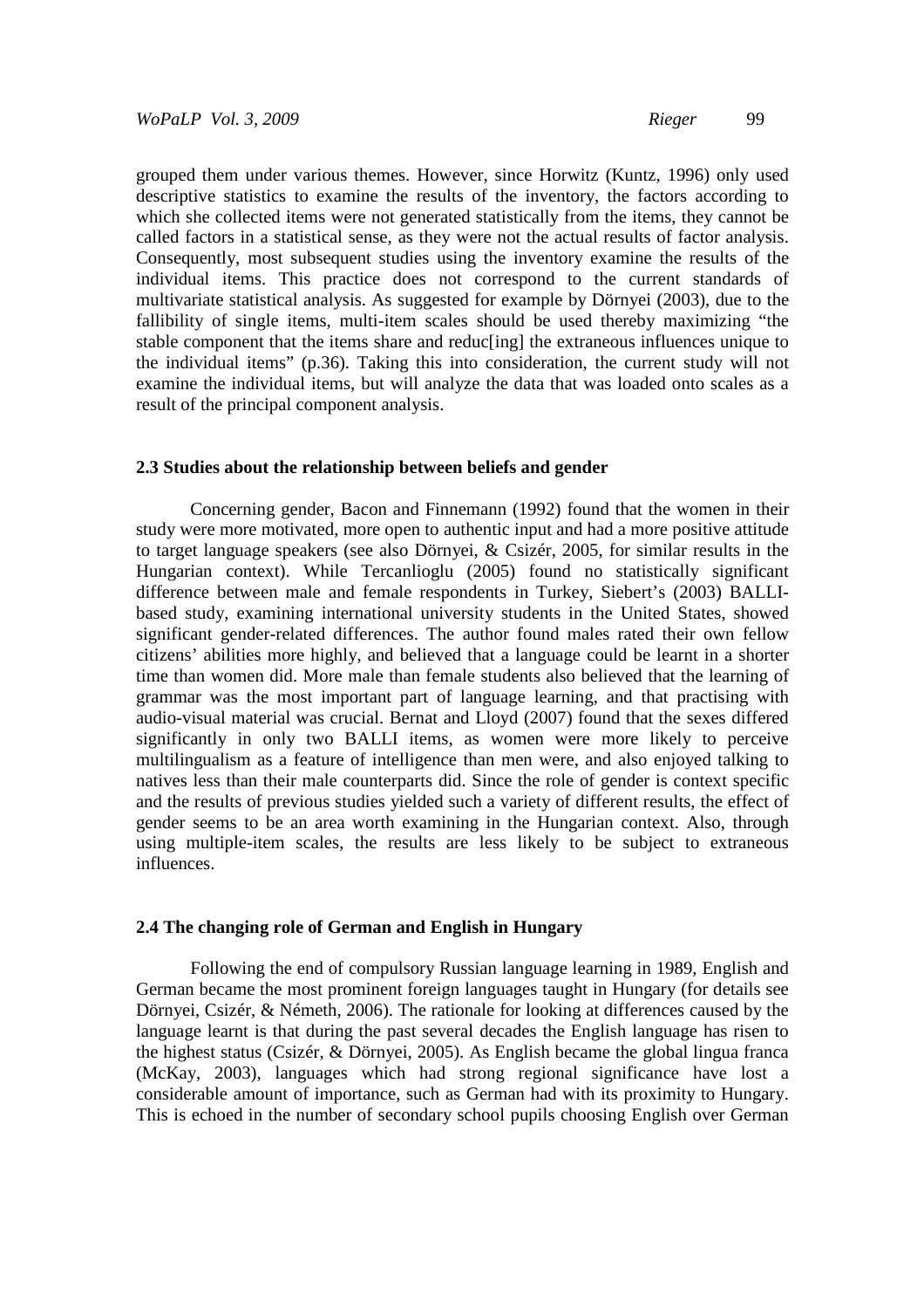grouped them under various themes. However, since Horwitz (Kuntz, 1996) only used descriptive statistics to examine the results of the inventory, the factors according to which she collected items were not generated statistically from the items, they cannot be called factors in a statistical sense, as they were not the actual results of factor analysis. Consequently, most subsequent studies using the inventory examine the results of the individual items. This practice does not correspond to the current standards of multivariate statistical analysis. As suggested for example by Dörnyei (2003), due to the fallibility of single items, multi-item scales should be used thereby maximizing "the stable component that the items share and reduc[ing] the extraneous influences unique to the individual items" (p.36). Taking this into consideration, the current study will not examine the individual items, but will analyze the data that was loaded onto scales as a result of the principal component analysis.

### 2.3 Studies about the relationship between beliefs and gender

Concerning gender, Bacon and Finnemann (1992) found that the women in their study were more motivated, more open to authentic input and had a more positive attitude to target language speakers (see also Dörnyei, & Csizér, 2005, for similar results in the Hungarian context). While Tercanlioglu (2005) found no statistically significant difference between male and female respondents in Turkey, Siebert's (2003) BALLI-based study, examining international university students in the United States, showed significant gender-related differences. The author found males rated their own fellow citizens' abilities more highly, and believed that a language could be learnt in a shorter time than women did. More male than female students also believed that the learning of grammar was the most important part of language learning, and that practising with audio-visual material was crucial. Bernat and Lloyd (2007) found that the sexes differed significantly in only two BALLI items, as women were more likely to perceive multilingualism as a feature of intelligence than men were, and also enjoyed talking to natives less than their male counterparts did. Since the role of gender is context specific and the results of previous studies yielded such a variety of different results, the effect of gender seems to be an area worth examining in the Hungarian context. Also, through using multiple-item scales, the results are less likely to be subject to extraneous influences.

### 2.4 The changing role of German and English in Hungary

Following the end of compulsory Russian language learning in 1989, English and German became the most prominent foreign languages taught in Hungary (for details see Dörnyei, Csizér, & Németh, 2006). The rationale for looking at differences caused by the language learnt is that during the past several decades the English language has risen to the highest status (Csizér, & Dörnyei, 2005). As English became the global lingua franca (McKay, 2003), languages which had strong regional significance have lost a considerable amount of importance, such as German had with its proximity to Hungary. This is echoed in the number of secondary school pupils choosing English over German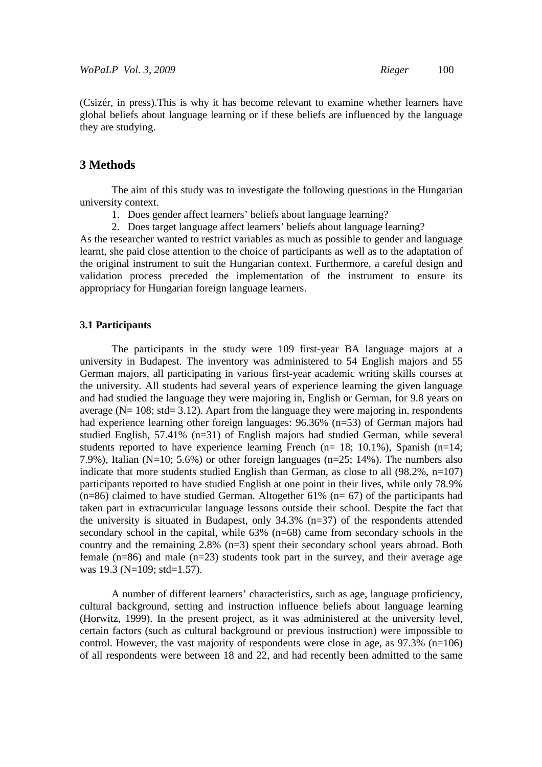(Csizér, in press).This is why it has become relevant to examine whether learners have global beliefs about language learning or if these beliefs are influenced by the language they are studying.

## 3 Methods

The aim of this study was to investigate the following questions in the Hungarian university context.

1. Does gender affect learners' beliefs about language learning?
2. Does target language affect learners' beliefs about language learning?

As the researcher wanted to restrict variables as much as possible to gender and language learnt, she paid close attention to the choice of participants as well as to the adaptation of the original instrument to suit the Hungarian context. Furthermore, a careful design and validation process preceded the implementation of the instrument to ensure its appropriacy for Hungarian foreign language learners.

### 3.1 Participants

The participants in the study were 109 first-year BA language majors at a university in Budapest. The inventory was administered to 54 English majors and 55 German majors, all participating in various first-year academic writing skills courses at the university. All students had several years of experience learning the given language and had studied the language they were majoring in, English or German, for 9.8 years on average (N= 108; std= 3.12). Apart from the language they were majoring in, respondents had experience learning other foreign languages: 96.36% (n=53) of German majors had studied English, 57.41% (n=31) of English majors had studied German, while several students reported to have experience learning French (n= 18; 10.1%), Spanish (n=14; 7.9%), Italian (N=10; 5.6%) or other foreign languages (n=25; 14%). The numbers also indicate that more students studied English than German, as close to all (98.2%, n=107) participants reported to have studied English at one point in their lives, while only 78.9% (n=86) claimed to have studied German. Altogether 61% (n= 67) of the participants had taken part in extracurricular language lessons outside their school. Despite the fact that the university is situated in Budapest, only 34.3% (n=37) of the respondents attended secondary school in the capital, while 63% (n=68) came from secondary schools in the country and the remaining 2.8% (n=3) spent their secondary school years abroad. Both female (n=86) and male (n=23) students took part in the survey, and their average age was 19.3 (N=109; std=1.57).

A number of different learners' characteristics, such as age, language proficiency, cultural background, setting and instruction influence beliefs about language learning (Horwitz, 1999). In the present project, as it was administered at the university level, certain factors (such as cultural background or previous instruction) were impossible to control. However, the vast majority of respondents were close in age, as 97.3% (n=106) of all respondents were between 18 and 22, and had recently been admitted to the same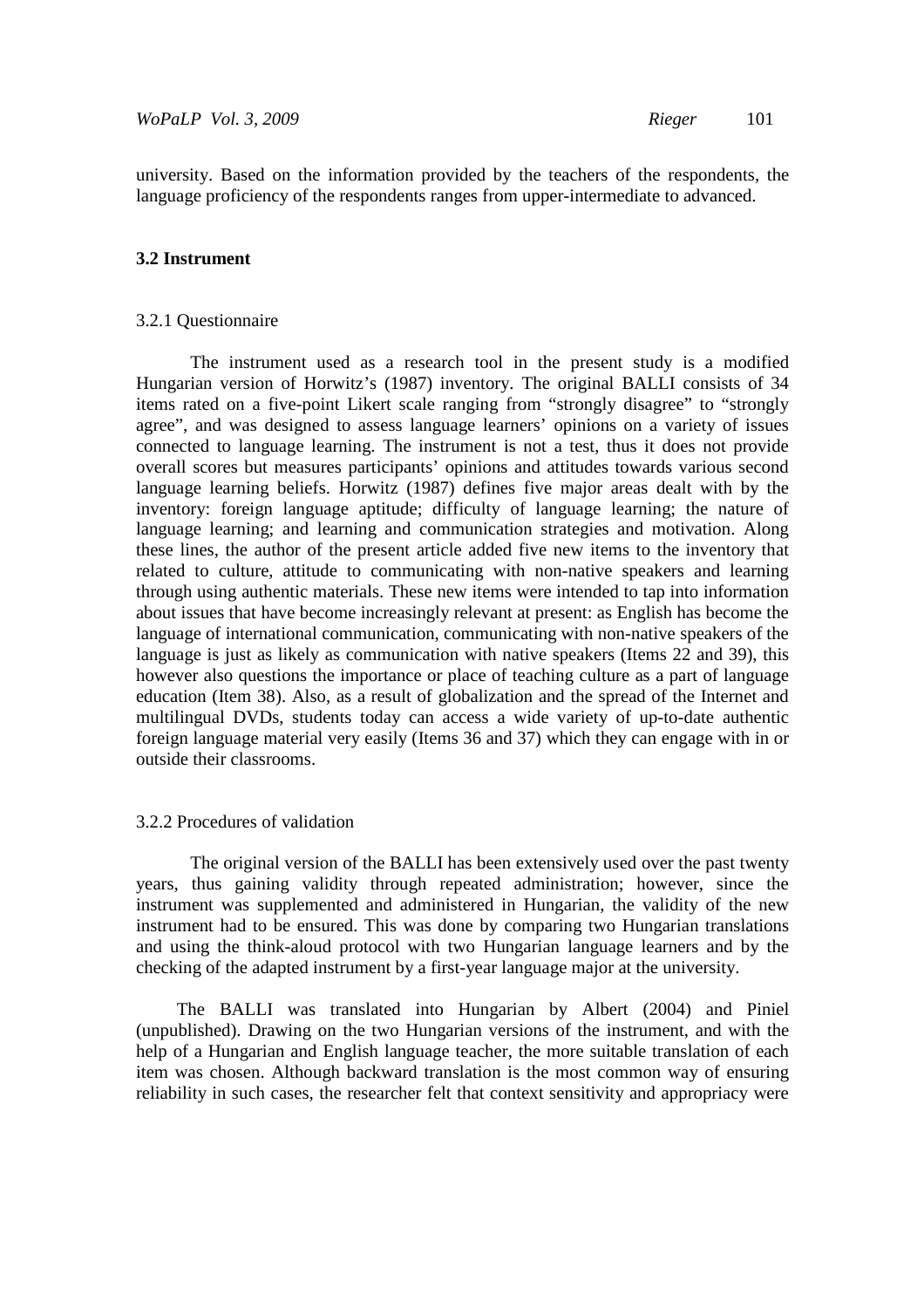university. Based on the information provided by the teachers of the respondents, the language proficiency of the respondents ranges from upper-intermediate to advanced.

### 3.2 Instrument

#### 3.2.1 Questionnaire

The instrument used as a research tool in the present study is a modified Hungarian version of Horwitz's (1987) inventory. The original BALLI consists of 34 items rated on a five-point Likert scale ranging from "strongly disagree" to "strongly agree", and was designed to assess language learners' opinions on a variety of issues connected to language learning. The instrument is not a test, thus it does not provide overall scores but measures participants' opinions and attitudes towards various second language learning beliefs. Horwitz (1987) defines five major areas dealt with by the inventory: foreign language aptitude; difficulty of language learning; the nature of language learning; and learning and communication strategies and motivation. Along these lines, the author of the present article added five new items to the inventory that related to culture, attitude to communicating with non-native speakers and learning through using authentic materials. These new items were intended to tap into information about issues that have become increasingly relevant at present: as English has become the language of international communication, communicating with non-native speakers of the language is just as likely as communication with native speakers (Items 22 and 39), this however also questions the importance or place of teaching culture as a part of language education (Item 38). Also, as a result of globalization and the spread of the Internet and multilingual DVDs, students today can access a wide variety of up-to-date authentic foreign language material very easily (Items 36 and 37) which they can engage with in or outside their classrooms.

#### 3.2.2 Procedures of validation

The original version of the BALLI has been extensively used over the past twenty years, thus gaining validity through repeated administration; however, since the instrument was supplemented and administered in Hungarian, the validity of the new instrument had to be ensured. This was done by comparing two Hungarian translations and using the think-aloud protocol with two Hungarian language learners and by the checking of the adapted instrument by a first-year language major at the university.

The BALLI was translated into Hungarian by Albert (2004) and Piniel (unpublished). Drawing on the two Hungarian versions of the instrument, and with the help of a Hungarian and English language teacher, the more suitable translation of each item was chosen. Although backward translation is the most common way of ensuring reliability in such cases, the researcher felt that context sensitivity and appropriacy were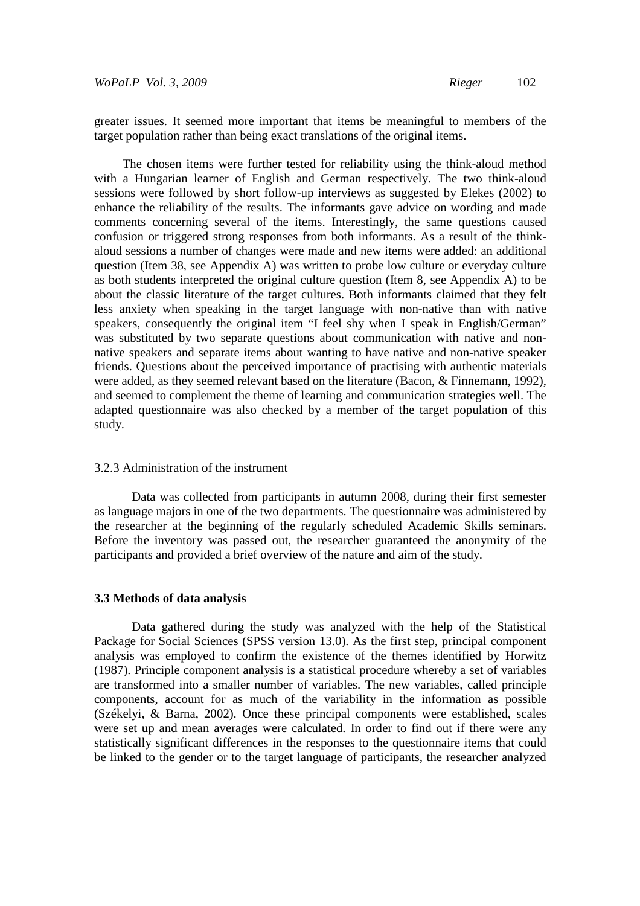greater issues. It seemed more important that items be meaningful to members of the target population rather than being exact translations of the original items.

The chosen items were further tested for reliability using the think-aloud method with a Hungarian learner of English and German respectively. The two think-aloud sessions were followed by short follow-up interviews as suggested by Elekes (2002) to enhance the reliability of the results. The informants gave advice on wording and made comments concerning several of the items. Interestingly, the same questions caused confusion or triggered strong responses from both informants. As a result of the think-aloud sessions a number of changes were made and new items were added: an additional question (Item 38, see Appendix A) was written to probe low culture or everyday culture as both students interpreted the original culture question (Item 8, see Appendix A) to be about the classic literature of the target cultures. Both informants claimed that they felt less anxiety when speaking in the target language with non-native than with native speakers, consequently the original item "I feel shy when I speak in English/German" was substituted by two separate questions about communication with native and non-native speakers and separate items about wanting to have native and non-native speaker friends. Questions about the perceived importance of practising with authentic materials were added, as they seemed relevant based on the literature (Bacon, & Finnemann, 1992), and seemed to complement the theme of learning and communication strategies well. The adapted questionnaire was also checked by a member of the target population of this study.

#### 3.2.3 Administration of the instrument

Data was collected from participants in autumn 2008, during their first semester as language majors in one of the two departments. The questionnaire was administered by the researcher at the beginning of the regularly scheduled Academic Skills seminars. Before the inventory was passed out, the researcher guaranteed the anonymity of the participants and provided a brief overview of the nature and aim of the study.

### 3.3 Methods of data analysis

Data gathered during the study was analyzed with the help of the Statistical Package for Social Sciences (SPSS version 13.0). As the first step, principal component analysis was employed to confirm the existence of the themes identified by Horwitz (1987). Principle component analysis is a statistical procedure whereby a set of variables are transformed into a smaller number of variables. The new variables, called principle components, account for as much of the variability in the information as possible (Székelyi, & Barna, 2002). Once these principal components were established, scales were set up and mean averages were calculated. In order to find out if there were any statistically significant differences in the responses to the questionnaire items that could be linked to the gender or to the target language of participants, the researcher analyzed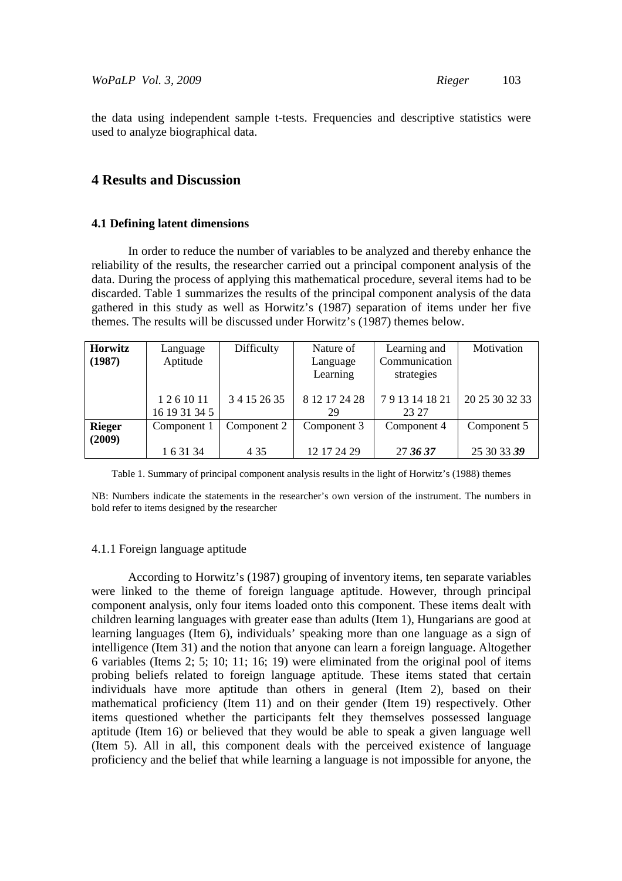the data using independent sample t-tests. Frequencies and descriptive statistics were used to analyze biographical data.

## 4 Results and Discussion

### 4.1 Defining latent dimensions

In order to reduce the number of variables to be analyzed and thereby enhance the reliability of the results, the researcher carried out a principal component analysis of the data. During the process of applying this mathematical procedure, several items had to be discarded. Table 1 summarizes the results of the principal component analysis of the data gathered in this study as well as Horwitz's (1987) separation of items under her five themes. The results will be discussed under Horwitz's (1987) themes below.

| **Horwitz (1987)** | Language Aptitude | Difficulty | Nature of Language Learning | Learning and Communication strategies | Motivation |
|---|---|---|---|---|---|
| | 1 2 6 10 11 16 19 31 34 5 | 3 4 15 26 35 | 8 12 17 24 28 29 | 7 9 13 14 18 21 23 27 | 20 25 30 32 33 |
| **Rieger (2009)** | Component 1 | Component 2 | Component 3 | Component 4 | Component 5 |
| | 1 6 31 34 | 4 35 | 12 17 24 29 | 27 ***36 37*** | 25 30 33 ***39*** |

Table 1. Summary of principal component analysis results in the light of Horwitz's (1988) themes

NB: Numbers indicate the statements in the researcher's own version of the instrument. The numbers in bold refer to items designed by the researcher

#### 4.1.1 Foreign language aptitude

According to Horwitz's (1987) grouping of inventory items, ten separate variables were linked to the theme of foreign language aptitude. However, through principal component analysis, only four items loaded onto this component. These items dealt with children learning languages with greater ease than adults (Item 1), Hungarians are good at learning languages (Item 6), individuals' speaking more than one language as a sign of intelligence (Item 31) and the notion that anyone can learn a foreign language. Altogether 6 variables (Items 2; 5; 10; 11; 16; 19) were eliminated from the original pool of items probing beliefs related to foreign language aptitude. These items stated that certain individuals have more aptitude than others in general (Item 2), based on their mathematical proficiency (Item 11) and on their gender (Item 19) respectively. Other items questioned whether the participants felt they themselves possessed language aptitude (Item 16) or believed that they would be able to speak a given language well (Item 5). All in all, this component deals with the perceived existence of language proficiency and the belief that while learning a language is not impossible for anyone, the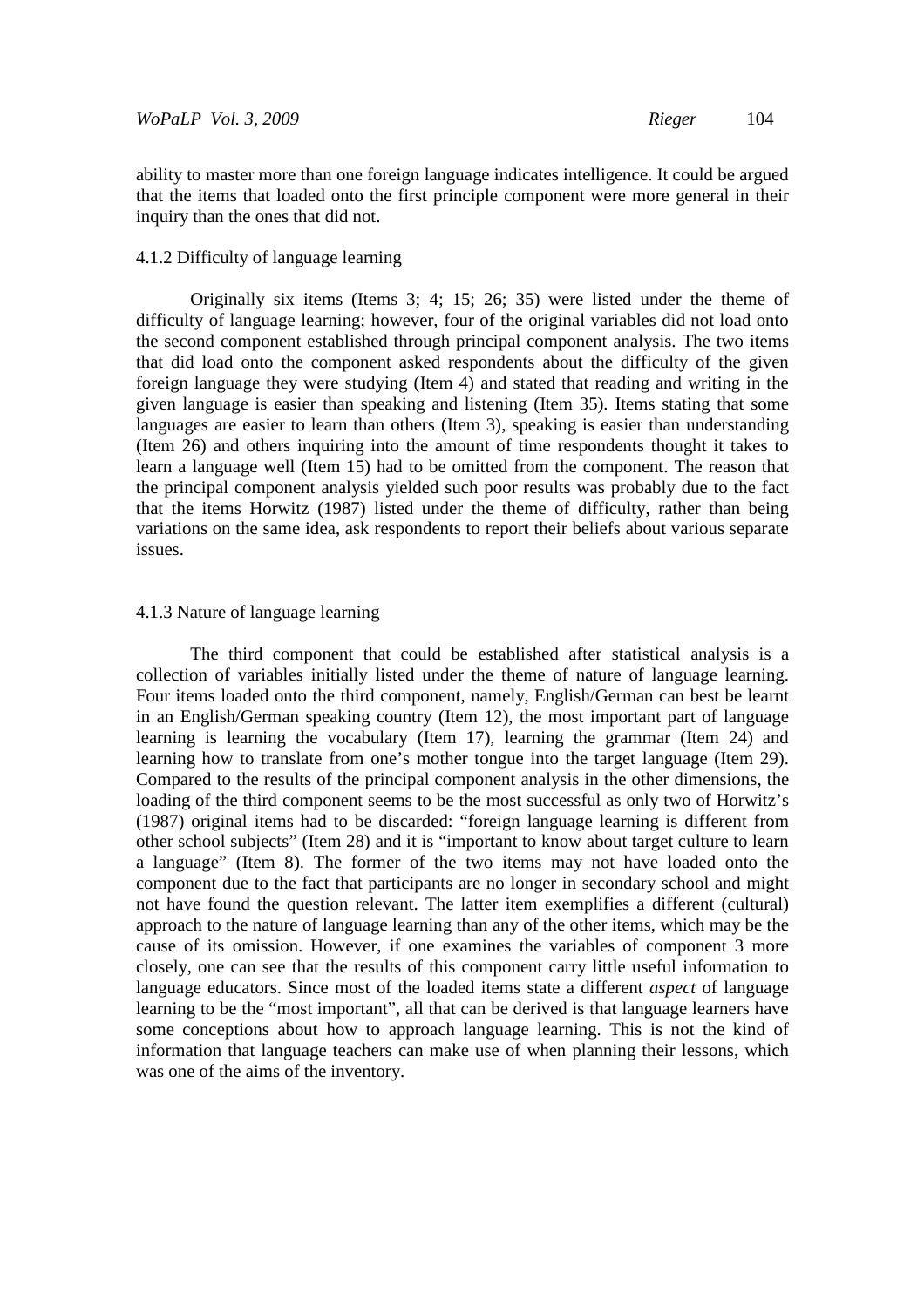ability to master more than one foreign language indicates intelligence. It could be argued that the items that loaded onto the first principle component were more general in their inquiry than the ones that did not.

### 4.1.2 Difficulty of language learning

Originally six items (Items 3; 4; 15; 26; 35) were listed under the theme of difficulty of language learning; however, four of the original variables did not load onto the second component established through principal component analysis. The two items that did load onto the component asked respondents about the difficulty of the given foreign language they were studying (Item 4) and stated that reading and writing in the given language is easier than speaking and listening (Item 35). Items stating that some languages are easier to learn than others (Item 3), speaking is easier than understanding (Item 26) and others inquiring into the amount of time respondents thought it takes to learn a language well (Item 15) had to be omitted from the component. The reason that the principal component analysis yielded such poor results was probably due to the fact that the items Horwitz (1987) listed under the theme of difficulty, rather than being variations on the same idea, ask respondents to report their beliefs about various separate issues.

### 4.1.3 Nature of language learning

The third component that could be established after statistical analysis is a collection of variables initially listed under the theme of nature of language learning. Four items loaded onto the third component, namely, English/German can best be learnt in an English/German speaking country (Item 12), the most important part of language learning is learning the vocabulary (Item 17), learning the grammar (Item 24) and learning how to translate from one's mother tongue into the target language (Item 29). Compared to the results of the principal component analysis in the other dimensions, the loading of the third component seems to be the most successful as only two of Horwitz's (1987) original items had to be discarded: "foreign language learning is different from other school subjects" (Item 28) and it is "important to know about target culture to learn a language" (Item 8). The former of the two items may not have loaded onto the component due to the fact that participants are no longer in secondary school and might not have found the question relevant. The latter item exemplifies a different (cultural) approach to the nature of language learning than any of the other items, which may be the cause of its omission. However, if one examines the variables of component 3 more closely, one can see that the results of this component carry little useful information to language educators. Since most of the loaded items state a different *aspect* of language learning to be the "most important", all that can be derived is that language learners have some conceptions about how to approach language learning. This is not the kind of information that language teachers can make use of when planning their lessons, which was one of the aims of the inventory.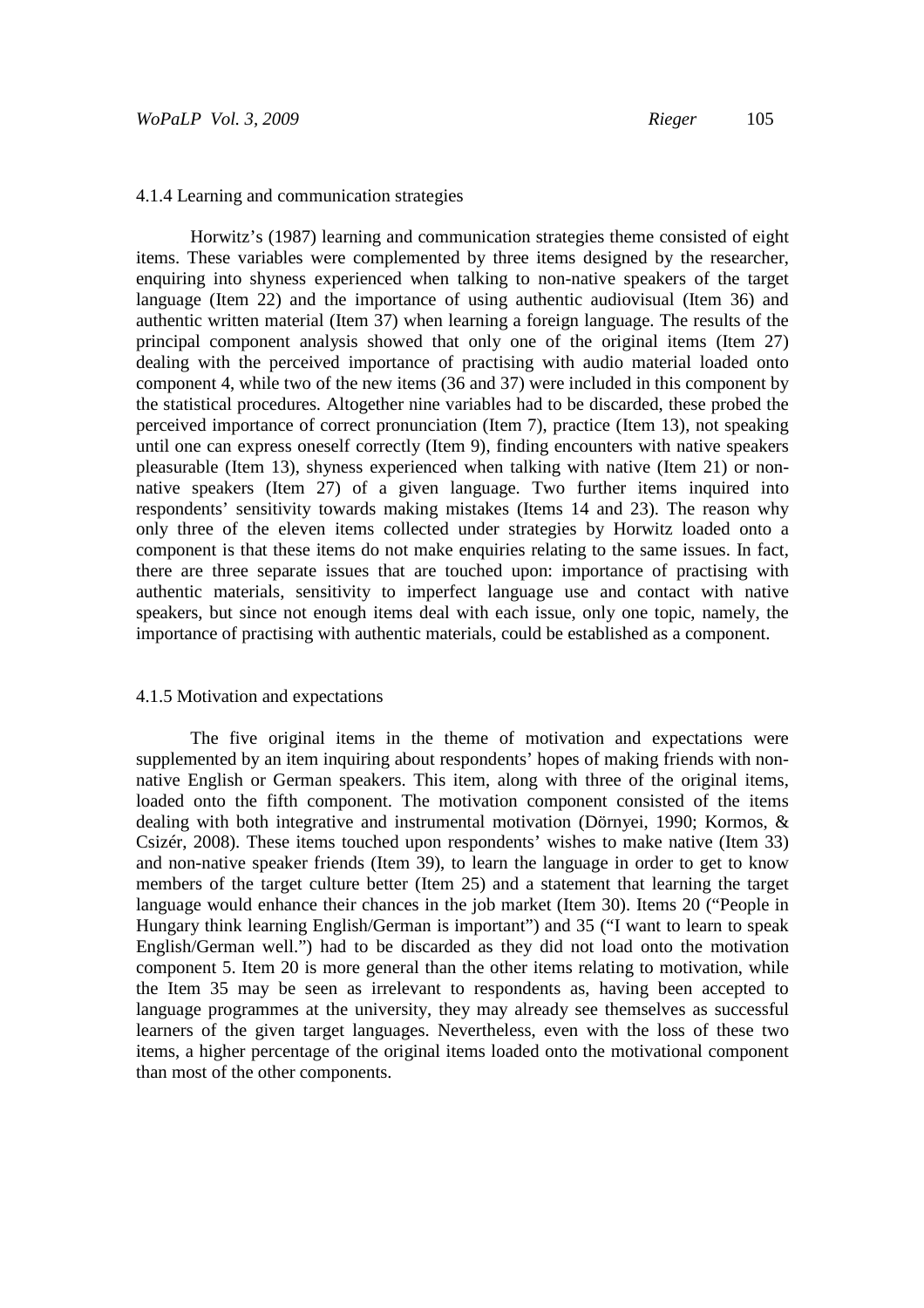#### 4.1.4 Learning and communication strategies

Horwitz's (1987) learning and communication strategies theme consisted of eight items. These variables were complemented by three items designed by the researcher, enquiring into shyness experienced when talking to non-native speakers of the target language (Item 22) and the importance of using authentic audiovisual (Item 36) and authentic written material (Item 37) when learning a foreign language. The results of the principal component analysis showed that only one of the original items (Item 27) dealing with the perceived importance of practising with audio material loaded onto component 4, while two of the new items (36 and 37) were included in this component by the statistical procedures. Altogether nine variables had to be discarded, these probed the perceived importance of correct pronunciation (Item 7), practice (Item 13), not speaking until one can express oneself correctly (Item 9), finding encounters with native speakers pleasurable (Item 13), shyness experienced when talking with native (Item 21) or non-native speakers (Item 27) of a given language. Two further items inquired into respondents' sensitivity towards making mistakes (Items 14 and 23). The reason why only three of the eleven items collected under strategies by Horwitz loaded onto a component is that these items do not make enquiries relating to the same issues. In fact, there are three separate issues that are touched upon: importance of practising with authentic materials, sensitivity to imperfect language use and contact with native speakers, but since not enough items deal with each issue, only one topic, namely, the importance of practising with authentic materials, could be established as a component.

#### 4.1.5 Motivation and expectations

The five original items in the theme of motivation and expectations were supplemented by an item inquiring about respondents' hopes of making friends with non-native English or German speakers. This item, along with three of the original items, loaded onto the fifth component. The motivation component consisted of the items dealing with both integrative and instrumental motivation (Dörnyei, 1990; Kormos, & Csizér, 2008). These items touched upon respondents' wishes to make native (Item 33) and non-native speaker friends (Item 39), to learn the language in order to get to know members of the target culture better (Item 25) and a statement that learning the target language would enhance their chances in the job market (Item 30). Items 20 ("People in Hungary think learning English/German is important") and 35 ("I want to learn to speak English/German well.") had to be discarded as they did not load onto the motivation component 5. Item 20 is more general than the other items relating to motivation, while the Item 35 may be seen as irrelevant to respondents as, having been accepted to language programmes at the university, they may already see themselves as successful learners of the given target languages. Nevertheless, even with the loss of these two items, a higher percentage of the original items loaded onto the motivational component than most of the other components.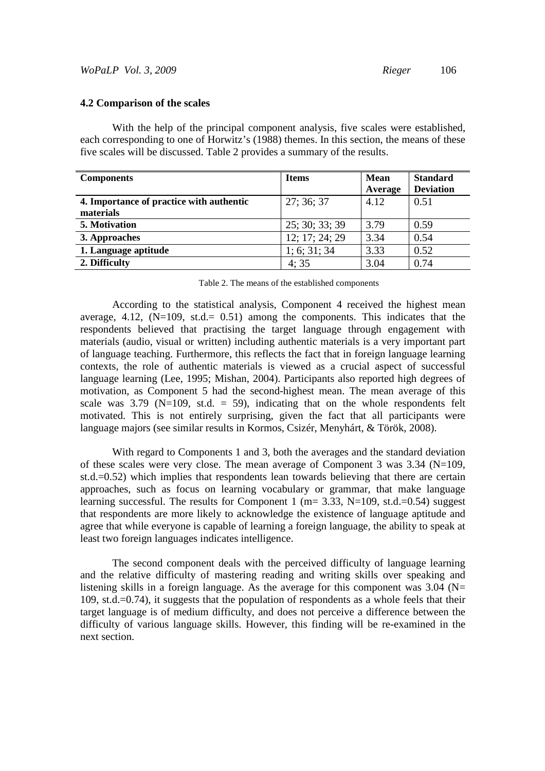### 4.2 Comparison of the scales

With the help of the principal component analysis, five scales were established, each corresponding to one of Horwitz's (1988) themes. In this section, the means of these five scales will be discussed. Table 2 provides a summary of the results.

| Components | Items | Mean Average | Standard Deviation |
|---|---|---|---|
| **4. Importance of practice with authentic materials** | 27; 36; 37 | 4.12 | 0.51 |
| **5. Motivation** | 25; 30; 33; 39 | 3.79 | 0.59 |
| **3. Approaches** | 12; 17; 24; 29 | 3.34 | 0.54 |
| **1. Language aptitude** | 1; 6; 31; 34 | 3.33 | 0.52 |
| **2. Difficulty** | 4; 35 | 3.04 | 0.74 |

Table 2. The means of the established components

According to the statistical analysis, Component 4 received the highest mean average, 4.12, (N=109, st.d.= 0.51) among the components. This indicates that the respondents believed that practising the target language through engagement with materials (audio, visual or written) including authentic materials is a very important part of language teaching. Furthermore, this reflects the fact that in foreign language learning contexts, the role of authentic materials is viewed as a crucial aspect of successful language learning (Lee, 1995; Mishan, 2004). Participants also reported high degrees of motivation, as Component 5 had the second-highest mean. The mean average of this scale was 3.79 (N=109, st.d. = 59), indicating that on the whole respondents felt motivated. This is not entirely surprising, given the fact that all participants were language majors (see similar results in Kormos, Csizér, Menyhárt, & Török, 2008).

With regard to Components 1 and 3, both the averages and the standard deviation of these scales were very close. The mean average of Component 3 was 3.34 (N=109, st.d.=0.52) which implies that respondents lean towards believing that there are certain approaches, such as focus on learning vocabulary or grammar, that make language learning successful. The results for Component 1 (m= 3.33, N=109, st.d.=0.54) suggest that respondents are more likely to acknowledge the existence of language aptitude and agree that while everyone is capable of learning a foreign language, the ability to speak at least two foreign languages indicates intelligence.

The second component deals with the perceived difficulty of language learning and the relative difficulty of mastering reading and writing skills over speaking and listening skills in a foreign language. As the average for this component was 3.04 (N= 109, st.d.=0.74), it suggests that the population of respondents as a whole feels that their target language is of medium difficulty, and does not perceive a difference between the difficulty of various language skills. However, this finding will be re-examined in the next section.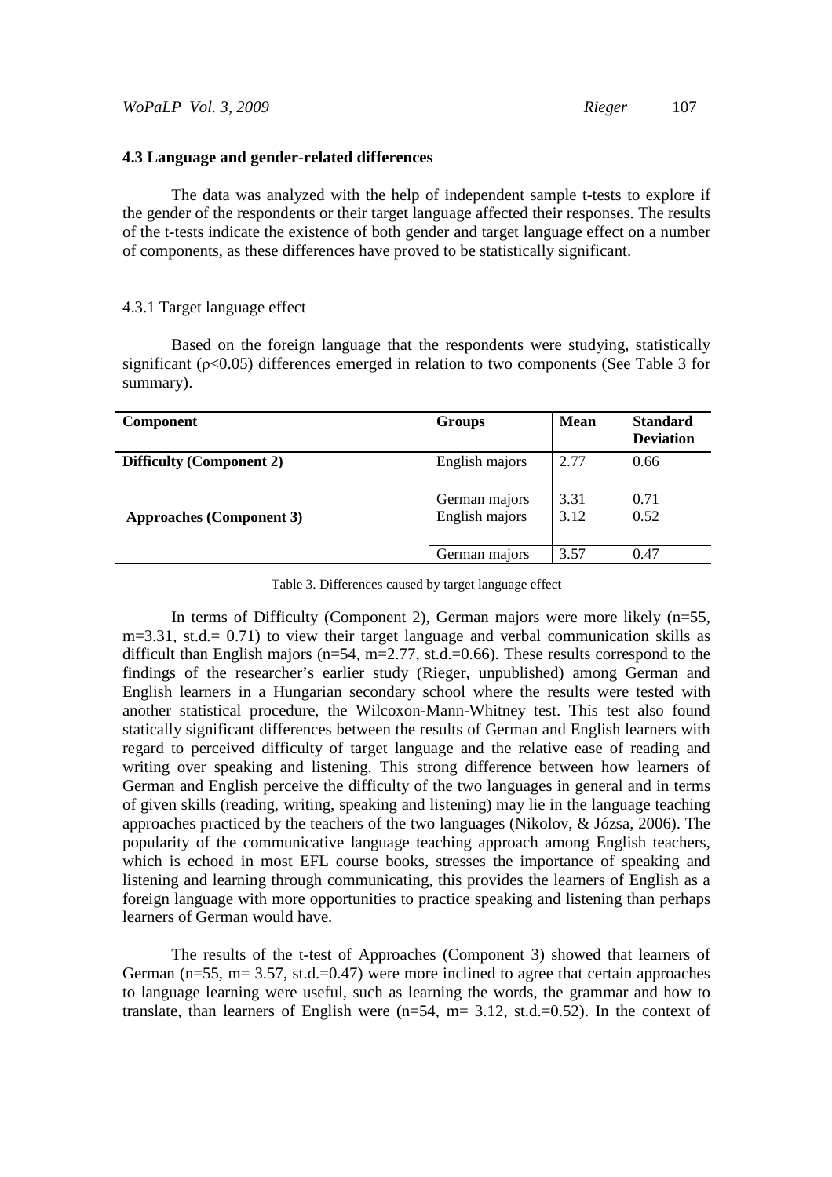### 4.3 Language and gender-related differences

The data was analyzed with the help of independent sample t-tests to explore if the gender of the respondents or their target language affected their responses. The results of the t-tests indicate the existence of both gender and target language effect on a number of components, as these differences have proved to be statistically significant.

#### 4.3.1 Target language effect

Based on the foreign language that the respondents were studying, statistically significant ($\rho<0.05$) differences emerged in relation to two components (See Table 3 for summary).

| Component | Groups | Mean | Standard Deviation |
|---|---|---|---|
| **Difficulty (Component 2)** | English majors | 2.77 | 0.66 |
| | German majors | 3.31 | 0.71 |
| **Approaches (Component 3)** | English majors | 3.12 | 0.52 |
| | German majors | 3.57 | 0.47 |

Table 3. Differences caused by target language effect

In terms of Difficulty (Component 2), German majors were more likely (n=55, m=3.31, st.d.= 0.71) to view their target language and verbal communication skills as difficult than English majors (n=54, m=2.77, st.d.=0.66). These results correspond to the findings of the researcher's earlier study (Rieger, unpublished) among German and English learners in a Hungarian secondary school where the results were tested with another statistical procedure, the Wilcoxon-Mann-Whitney test. This test also found statically significant differences between the results of German and English learners with regard to perceived difficulty of target language and the relative ease of reading and writing over speaking and listening. This strong difference between how learners of German and English perceive the difficulty of the two languages in general and in terms of given skills (reading, writing, speaking and listening) may lie in the language teaching approaches practiced by the teachers of the two languages (Nikolov, & Józsa, 2006). The popularity of the communicative language teaching approach among English teachers, which is echoed in most EFL course books, stresses the importance of speaking and listening and learning through communicating, this provides the learners of English as a foreign language with more opportunities to practice speaking and listening than perhaps learners of German would have.

The results of the t-test of Approaches (Component 3) showed that learners of German (n=55, m= 3.57, st.d.=0.47) were more inclined to agree that certain approaches to language learning were useful, such as learning the words, the grammar and how to translate, than learners of English were (n=54, m= 3.12, st.d.=0.52). In the context of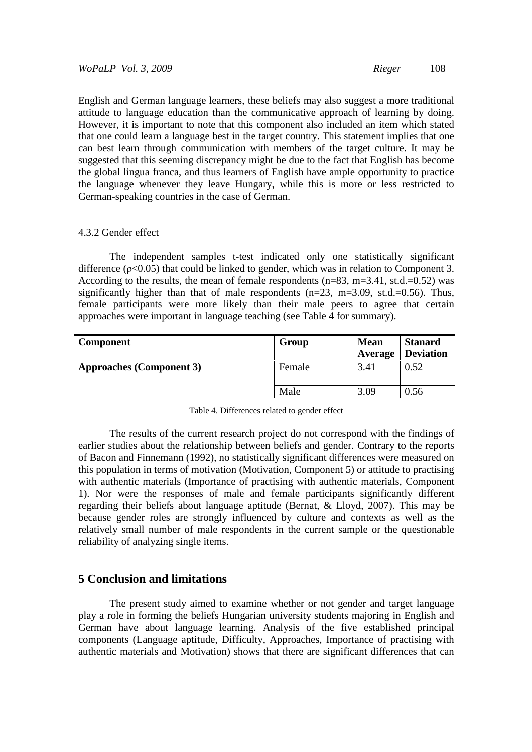English and German language learners, these beliefs may also suggest a more traditional attitude to language education than the communicative approach of learning by doing. However, it is important to note that this component also included an item which stated that one could learn a language best in the target country. This statement implies that one can best learn through communication with members of the target culture. It may be suggested that this seeming discrepancy might be due to the fact that English has become the global lingua franca, and thus learners of English have ample opportunity to practice the language whenever they leave Hungary, while this is more or less restricted to German-speaking countries in the case of German.

### 4.3.2 Gender effect

The independent samples t-test indicated only one statistically significant difference ($\rho<0.05$) that could be linked to gender, which was in relation to Component 3. According to the results, the mean of female respondents (n=83, m=3.41, st.d.=0.52) was significantly higher than that of male respondents (n=23, m=3.09, st.d.=0.56). Thus, female participants were more likely than their male peers to agree that certain approaches were important in language teaching (see Table 4 for summary).

| Component | Group | Mean Average | Stanard Deviation |
|---|---|---|---|
| **Approaches (Component 3)** | Female | 3.41 | 0.52 |
| | Male | 3.09 | 0.56 |

Table 4. Differences related to gender effect

The results of the current research project do not correspond with the findings of earlier studies about the relationship between beliefs and gender. Contrary to the reports of Bacon and Finnemann (1992), no statistically significant differences were measured on this population in terms of motivation (Motivation, Component 5) or attitude to practising with authentic materials (Importance of practising with authentic materials, Component 1). Nor were the responses of male and female participants significantly different regarding their beliefs about language aptitude (Bernat, & Lloyd, 2007). This may be because gender roles are strongly influenced by culture and contexts as well as the relatively small number of male respondents in the current sample or the questionable reliability of analyzing single items.

## 5 Conclusion and limitations

The present study aimed to examine whether or not gender and target language play a role in forming the beliefs Hungarian university students majoring in English and German have about language learning. Analysis of the five established principal components (Language aptitude, Difficulty, Approaches, Importance of practising with authentic materials and Motivation) shows that there are significant differences that can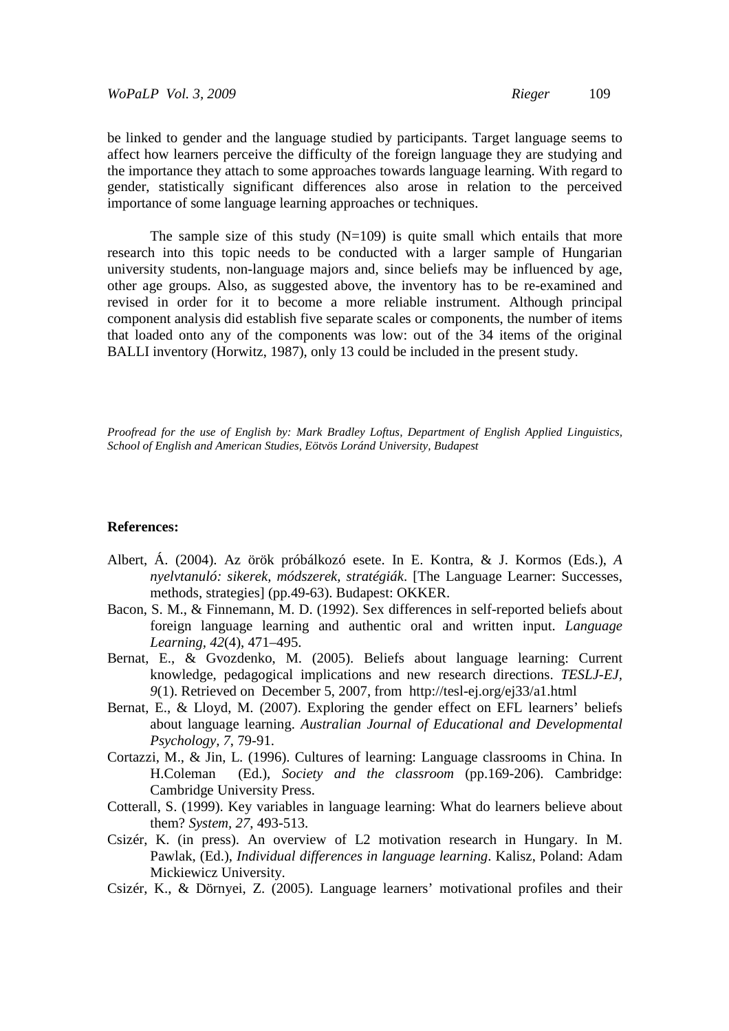be linked to gender and the language studied by participants. Target language seems to affect how learners perceive the difficulty of the foreign language they are studying and the importance they attach to some approaches towards language learning. With regard to gender, statistically significant differences also arose in relation to the perceived importance of some language learning approaches or techniques.

The sample size of this study (N=109) is quite small which entails that more research into this topic needs to be conducted with a larger sample of Hungarian university students, non-language majors and, since beliefs may be influenced by age, other age groups. Also, as suggested above, the inventory has to be re-examined and revised in order for it to become a more reliable instrument. Although principal component analysis did establish five separate scales or components, the number of items that loaded onto any of the components was low: out of the 34 items of the original BALLI inventory (Horwitz, 1987), only 13 could be included in the present study.

*Proofread for the use of English by: Mark Bradley Loftus, Department of English Applied Linguistics, School of English and American Studies, Eötvös Loránd University, Budapest*

**References:**

Albert, Á. (2004). Az örök próbálkozó esete. In E. Kontra, & J. Kormos (Eds.), *A nyelvtanuló: sikerek, módszerek, stratégiák*. [The Language Learner: Successes, methods, strategies] (pp.49-63). Budapest: OKKER.

Bacon, S. M., & Finnemann, M. D. (1992). Sex differences in self-reported beliefs about foreign language learning and authentic oral and written input. *Language Learning, 42*(4), 471–495.

Bernat, E., & Gvozdenko, M. (2005). Beliefs about language learning: Current knowledge, pedagogical implications and new research directions. *TESLJ-EJ, 9*(1). Retrieved on December 5, 2007, from http://tesl-ej.org/ej33/a1.html

Bernat, E., & Lloyd, M. (2007). Exploring the gender effect on EFL learners' beliefs about language learning. *Australian Journal of Educational and Developmental Psychology, 7*, 79-91.

Cortazzi, M., & Jin, L. (1996). Cultures of learning: Language classrooms in China. In H.Coleman (Ed.), *Society and the classroom* (pp.169-206). Cambridge: Cambridge University Press.

Cotterall, S. (1999). Key variables in language learning: What do learners believe about them? *System, 27*, 493-513.

Csizér, K. (in press). An overview of L2 motivation research in Hungary. In M. Pawlak, (Ed.), *Individual differences in language learning*. Kalisz, Poland: Adam Mickiewicz University.

Csizér, K., & Dörnyei, Z. (2005). Language learners' motivational profiles and their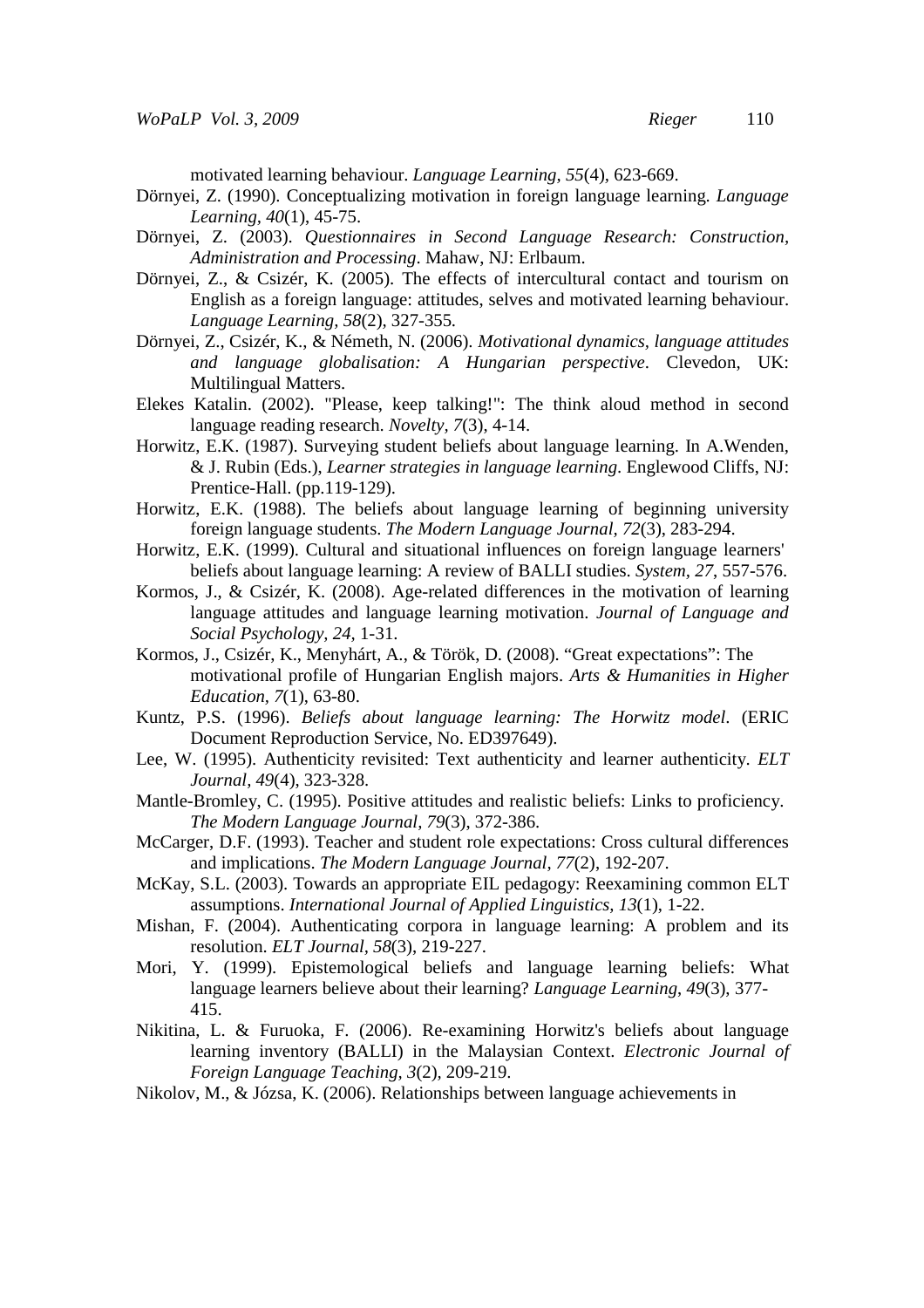motivated learning behaviour. *Language Learning, 55*(4), 623-669.

Dörnyei, Z. (1990). Conceptualizing motivation in foreign language learning. *Language Learning, 40*(1), 45-75.

Dörnyei, Z. (2003). *Questionnaires in Second Language Research: Construction, Administration and Processing*. Mahaw, NJ: Erlbaum.

Dörnyei, Z., & Csizér, K. (2005). The effects of intercultural contact and tourism on English as a foreign language: attitudes, selves and motivated learning behaviour. *Language Learning, 58*(2), 327-355.

Dörnyei, Z., Csizér, K., & Németh, N. (2006). *Motivational dynamics, language attitudes and language globalisation: A Hungarian perspective*. Clevedon, UK: Multilingual Matters.

Elekes Katalin. (2002). "Please, keep talking!": The think aloud method in second language reading research. *Novelty, 7*(3), 4-14.

Horwitz, E.K. (1987). Surveying student beliefs about language learning. In A.Wenden, & J. Rubin (Eds.), *Learner strategies in language learning*. Englewood Cliffs, NJ: Prentice-Hall. (pp.119-129).

Horwitz, E.K. (1988). The beliefs about language learning of beginning university foreign language students. *The Modern Language Journal, 72*(3), 283-294.

Horwitz, E.K. (1999). Cultural and situational influences on foreign language learners' beliefs about language learning: A review of BALLI studies. *System, 27*, 557-576.

Kormos, J., & Csizér, K. (2008). Age-related differences in the motivation of learning language attitudes and language learning motivation. *Journal of Language and Social Psychology, 24*, 1-31.

Kormos, J., Csizér, K., Menyhárt, A., & Török, D. (2008). "Great expectations": The motivational profile of Hungarian English majors. *Arts & Humanities in Higher Education, 7*(1), 63-80.

Kuntz, P.S. (1996). *Beliefs about language learning: The Horwitz model*. (ERIC Document Reproduction Service, No. ED397649).

Lee, W. (1995). Authenticity revisited: Text authenticity and learner authenticity. *ELT Journal, 49*(4), 323-328.

Mantle-Bromley, C. (1995). Positive attitudes and realistic beliefs: Links to proficiency. *The Modern Language Journal, 79*(3), 372-386.

McCarger, D.F. (1993). Teacher and student role expectations: Cross cultural differences and implications. *The Modern Language Journal, 77*(2), 192-207.

McKay, S.L. (2003). Towards an appropriate EIL pedagogy: Reexamining common ELT assumptions. *International Journal of Applied Linguistics, 13*(1), 1-22.

Mishan, F. (2004). Authenticating corpora in language learning: A problem and its resolution. *ELT Journal, 58*(3), 219-227.

Mori, Y. (1999). Epistemological beliefs and language learning beliefs: What language learners believe about their learning? *Language Learning, 49*(3), 377-415.

Nikitina, L. & Furuoka, F. (2006). Re-examining Horwitz's beliefs about language learning inventory (BALLI) in the Malaysian Context. *Electronic Journal of Foreign Language Teaching, 3*(2), 209-219.

Nikolov, M., & Józsa, K. (2006). Relationships between language achievements in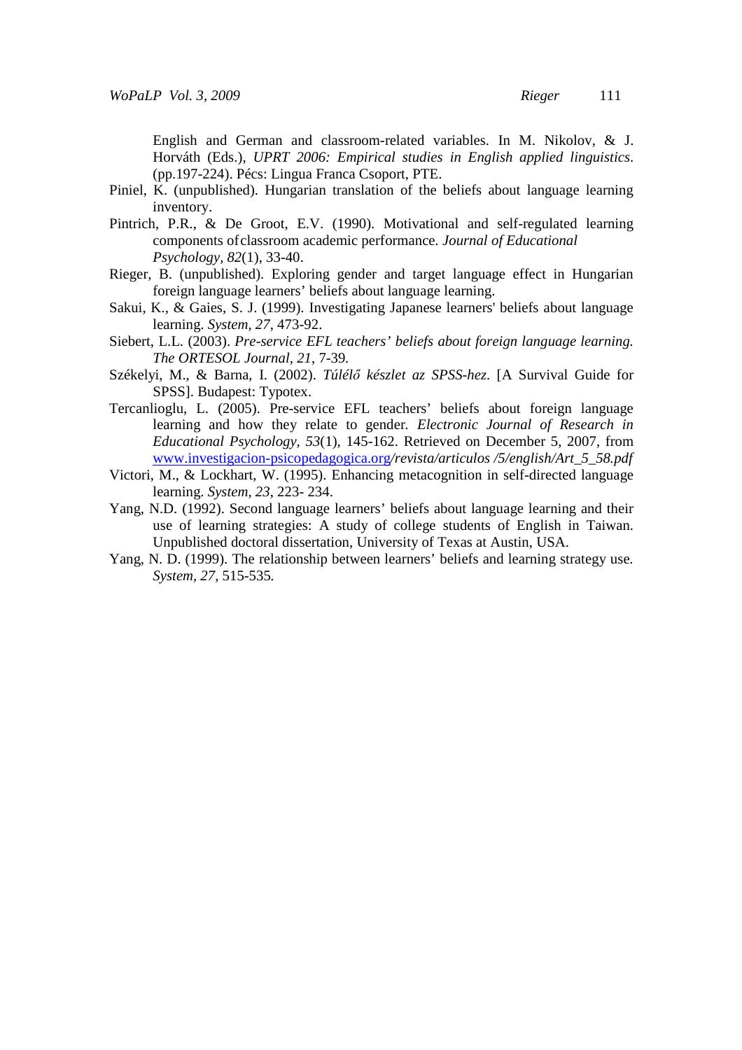English and German and classroom-related variables. In M. Nikolov, & J. Horváth (Eds.), *UPRT 2006: Empirical studies in English applied linguistics*. (pp.197-224). Pécs: Lingua Franca Csoport, PTE.

Piniel, K. (unpublished). Hungarian translation of the beliefs about language learning inventory.

Pintrich, P.R., & De Groot, E.V. (1990). Motivational and self-regulated learning components of classroom academic performance. *Journal of Educational Psychology, 82*(1), 33-40.

Rieger, B. (unpublished). Exploring gender and target language effect in Hungarian foreign language learners' beliefs about language learning.

Sakui, K., & Gaies, S. J. (1999). Investigating Japanese learners' beliefs about language learning. *System, 27*, 473-92.

Siebert, L.L. (2003). *Pre-service EFL teachers' beliefs about foreign language learning. The ORTESOL Journal, 21*, 7-39.

Székelyi, M., & Barna, I. (2002). *Túlélő készlet az SPSS-hez*. [A Survival Guide for SPSS]. Budapest: Typotex.

Tercanlioglu, L. (2005). Pre-service EFL teachers' beliefs about foreign language learning and how they relate to gender. *Electronic Journal of Research in Educational Psychology, 53*(1), 145-162. Retrieved on December 5, 2007, from www.investigacion-psicopedagogica.org*/revista/articulos /5/english/Art_5_58.pdf*

Victori, M., & Lockhart, W. (1995). Enhancing metacognition in self-directed language learning. *System, 23*, 223- 234.

Yang, N.D. (1992). Second language learners' beliefs about language learning and their use of learning strategies: A study of college students of English in Taiwan. Unpublished doctoral dissertation, University of Texas at Austin, USA.

Yang, N. D. (1999). The relationship between learners' beliefs and learning strategy use. *System, 27*, 515-535*.*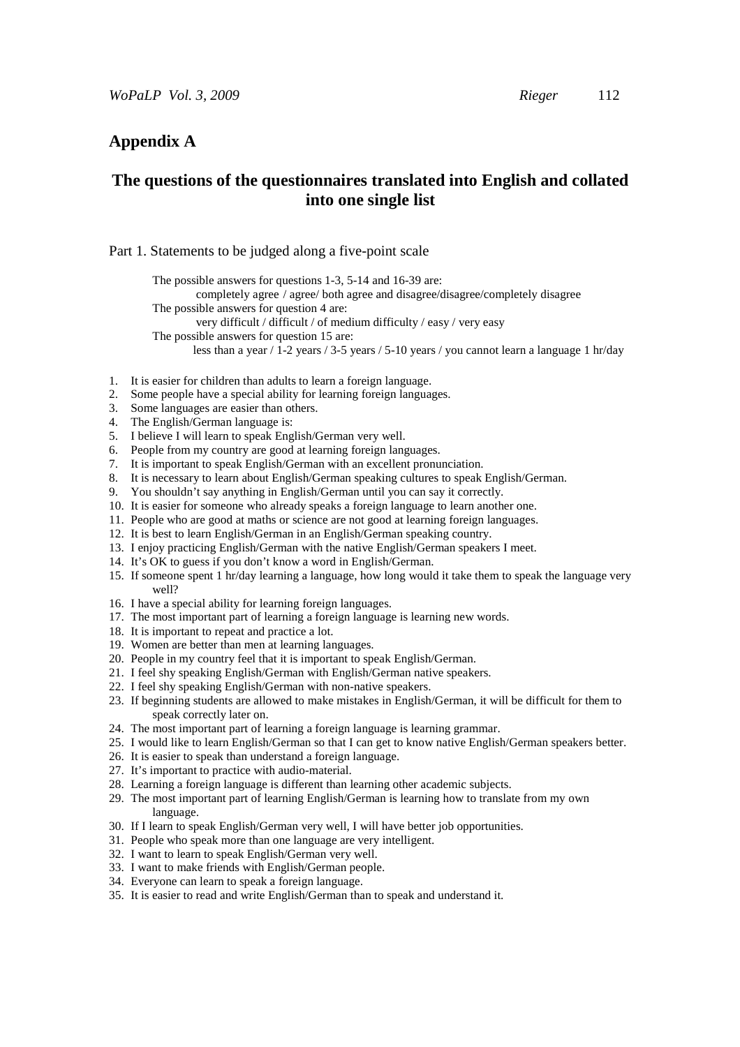## Appendix A

## The questions of the questionnaires translated into English and collated into one single list

Part 1. Statements to be judged along a five-point scale

The possible answers for questions 1-3, 5-14 and 16-39 are:
completely agree / agree/ both agree and disagree/disagree/completely disagree
The possible answers for question 4 are:
very difficult / difficult / of medium difficulty / easy / very easy
The possible answers for question 15 are:
less than a year / 1-2 years / 3-5 years / 5-10 years / you cannot learn a language 1 hr/day

1. It is easier for children than adults to learn a foreign language.
2. Some people have a special ability for learning foreign languages.
3. Some languages are easier than others.
4. The English/German language is:
5. I believe I will learn to speak English/German very well.
6. People from my country are good at learning foreign languages.
7. It is important to speak English/German with an excellent pronunciation.
8. It is necessary to learn about English/German speaking cultures to speak English/German.
9. You shouldn't say anything in English/German until you can say it correctly.
10. It is easier for someone who already speaks a foreign language to learn another one.
11. People who are good at maths or science are not good at learning foreign languages.
12. It is best to learn English/German in an English/German speaking country.
13. I enjoy practicing English/German with the native English/German speakers I meet.
14. It's OK to guess if you don't know a word in English/German.
15. If someone spent 1 hr/day learning a language, how long would it take them to speak the language very well?
16. I have a special ability for learning foreign languages.
17. The most important part of learning a foreign language is learning new words.
18. It is important to repeat and practice a lot.
19. Women are better than men at learning languages.
20. People in my country feel that it is important to speak English/German.
21. I feel shy speaking English/German with English/German native speakers.
22. I feel shy speaking English/German with non-native speakers.
23. If beginning students are allowed to make mistakes in English/German, it will be difficult for them to speak correctly later on.
24. The most important part of learning a foreign language is learning grammar.
25. I would like to learn English/German so that I can get to know native English/German speakers better.
26. It is easier to speak than understand a foreign language.
27. It's important to practice with audio-material.
28. Learning a foreign language is different than learning other academic subjects.
29. The most important part of learning English/German is learning how to translate from my own language.
30. If I learn to speak English/German very well, I will have better job opportunities.
31. People who speak more than one language are very intelligent.
32. I want to learn to speak English/German very well.
33. I want to make friends with English/German people.
34. Everyone can learn to speak a foreign language.
35. It is easier to read and write English/German than to speak and understand it.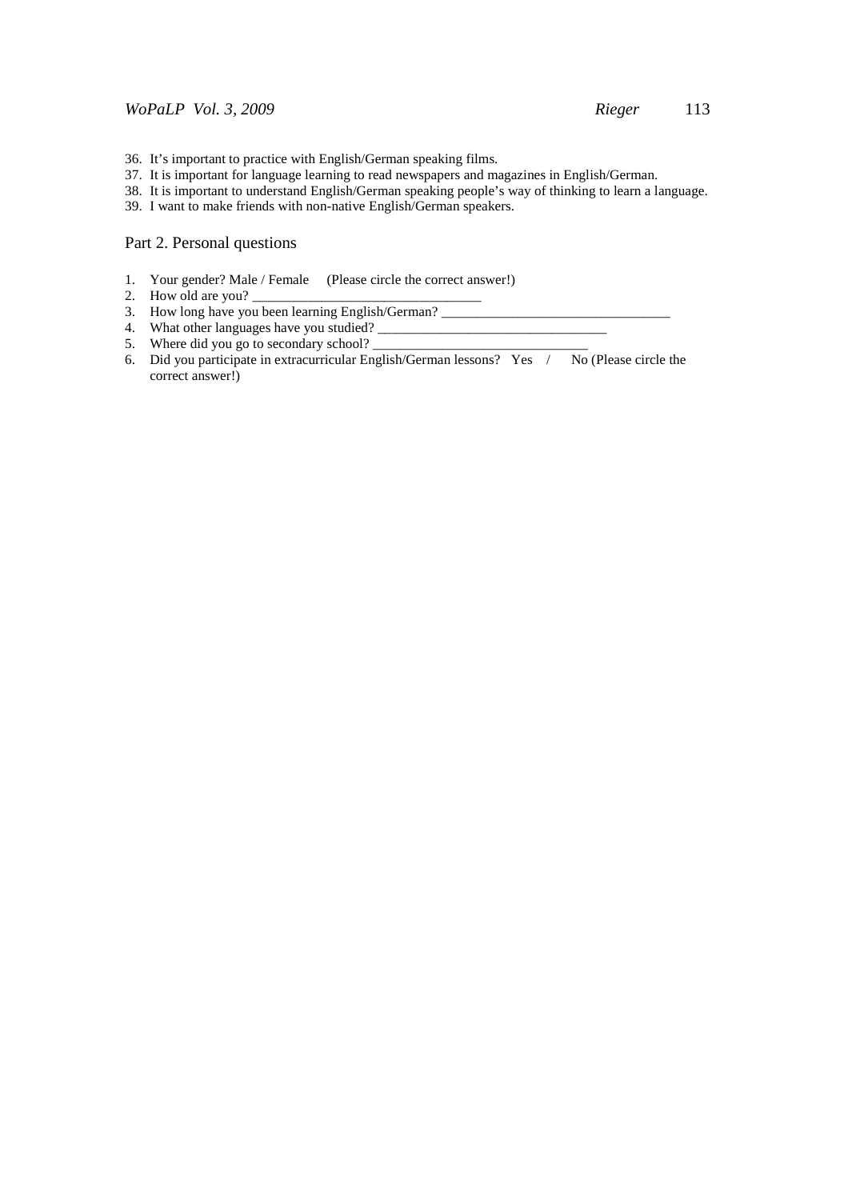36. It's important to practice with English/German speaking films.
37. It is important for language learning to read newspapers and magazines in English/German.
38. It is important to understand English/German speaking people's way of thinking to learn a language.
39. I want to make friends with non-native English/German speakers.

## Part 2. Personal questions

1. Your gender? Male / Female (Please circle the correct answer!)
2. How old are you? _________________________________
3. How long have you been learning English/German? _________________________________
4. What other languages have you studied? _________________________________
5. Where did you go to secondary school? _______________________________
6. Did you participate in extracurricular English/German lessons? Yes / No (Please circle the correct answer!)